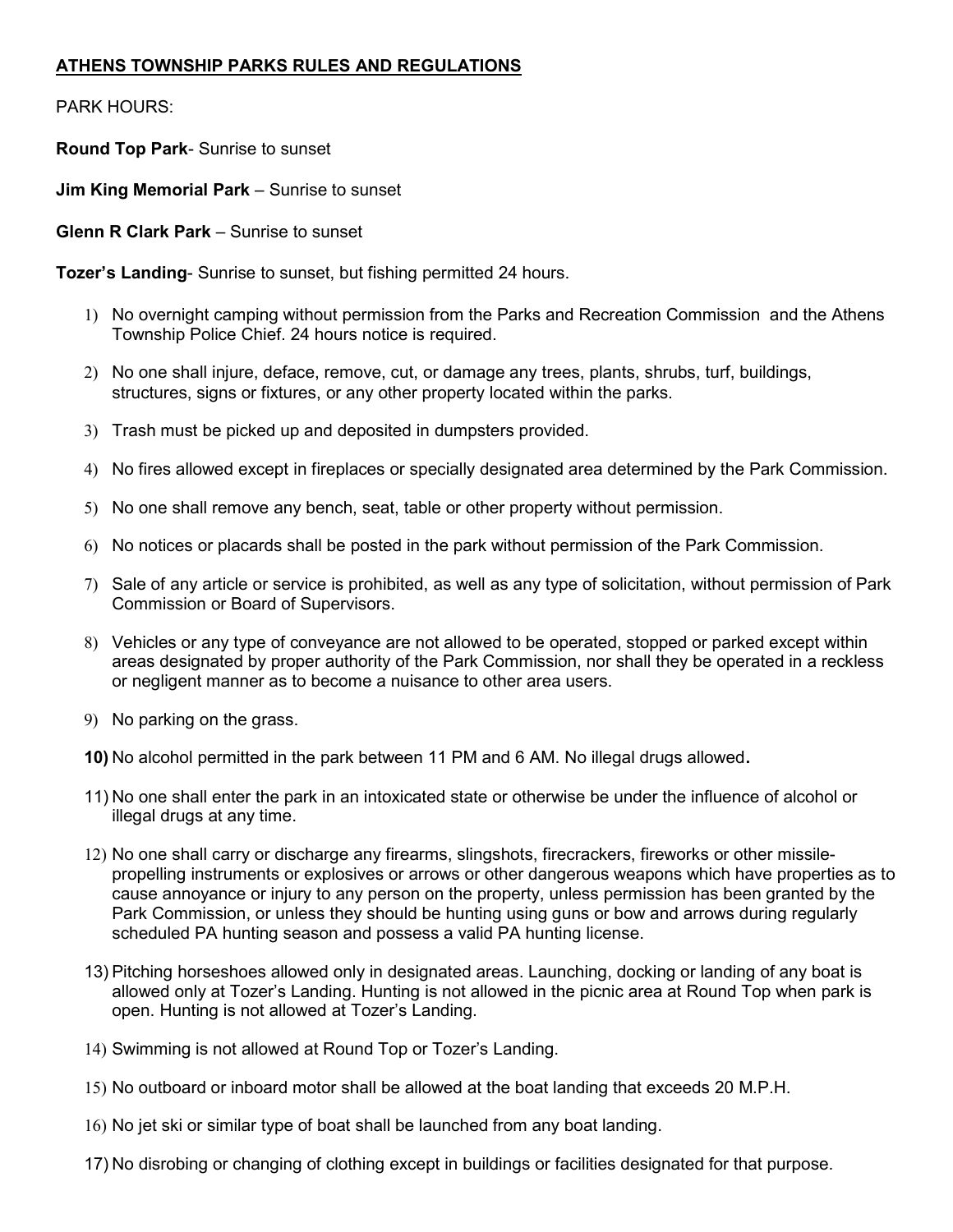# **ATHENS TOWNSHIP PARKS RULES AND REGULATIONS**

PARK HOURS:

**Round Top Park**- Sunrise to sunset

**Jim King Memorial Park** – Sunrise to sunset

**Glenn R Clark Park** – Sunrise to sunset

**Tozer's Landing**- Sunrise to sunset, but fishing permitted 24 hours.

1) No overnight camping without permission from the Parks and Recreation Commission and the Athens Township Police Chief. 24 hours notice is required.
2) No one shall injure, deface, remove, cut, or damage any trees, plants, shrubs, turf, buildings, structures, signs or fixtures, or any other property located within the parks.
3) Trash must be picked up and deposited in dumpsters provided.
4) No fires allowed except in fireplaces or specially designated area determined by the Park Commission.
5) No one shall remove any bench, seat, table or other property without permission.
6) No notices or placards shall be posted in the park without permission of the Park Commission.
7) Sale of any article or service is prohibited, as well as any type of solicitation, without permission of Park Commission or Board of Supervisors.
8) Vehicles or any type of conveyance are not allowed to be operated, stopped or parked except within areas designated by proper authority of the Park Commission, nor shall they be operated in a reckless or negligent manner as to become a nuisance to other area users.
9) No parking on the grass.
10) No alcohol permitted in the park between 11 PM and 6 AM. No illegal drugs allowed.
11) No one shall enter the park in an intoxicated state or otherwise be under the influence of alcohol or illegal drugs at any time.
12) No one shall carry or discharge any firearms, slingshots, firecrackers, fireworks or other missile-propelling instruments or explosives or arrows or other dangerous weapons which have properties as to cause annoyance or injury to any person on the property, unless permission has been granted by the Park Commission, or unless they should be hunting using guns or bow and arrows during regularly scheduled PA hunting season and possess a valid PA hunting license.
13) Pitching horseshoes allowed only in designated areas. Launching, docking or landing of any boat is allowed only at Tozer's Landing. Hunting is not allowed in the picnic area at Round Top when park is open. Hunting is not allowed at Tozer's Landing.
14) Swimming is not allowed at Round Top or Tozer's Landing.
15) No outboard or inboard motor shall be allowed at the boat landing that exceeds 20 M.P.H.
16) No jet ski or similar type of boat shall be launched from any boat landing.
17) No disrobing or changing of clothing except in buildings or facilities designated for that purpose.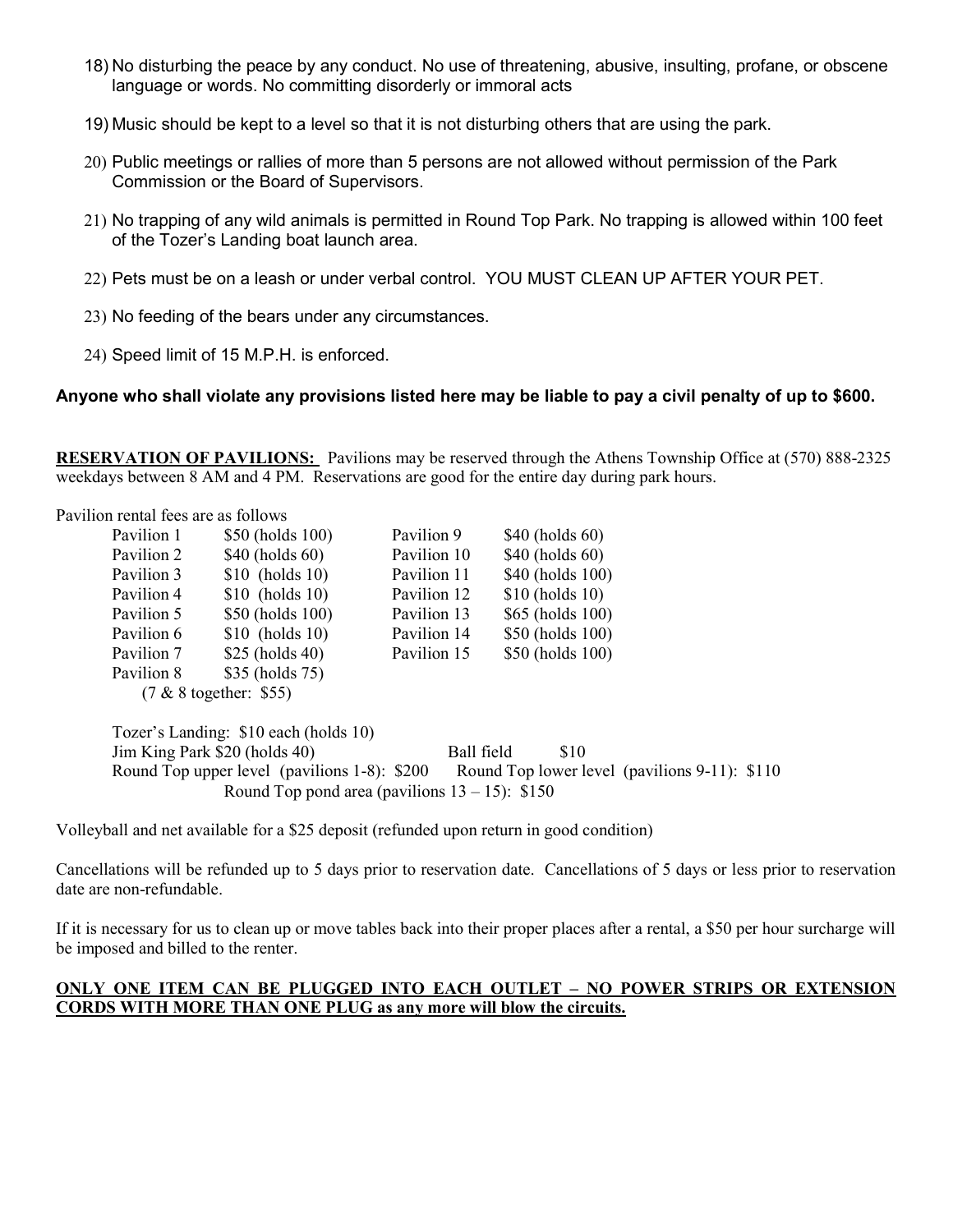18) No disturbing the peace by any conduct. No use of threatening, abusive, insulting, profane, or obscene language or words. No committing disorderly or immoral acts

19) Music should be kept to a level so that it is not disturbing others that are using the park.

20) Public meetings or rallies of more than 5 persons are not allowed without permission of the Park Commission or the Board of Supervisors.

21) No trapping of any wild animals is permitted in Round Top Park. No trapping is allowed within 100 feet of the Tozer's Landing boat launch area.

22) Pets must be on a leash or under verbal control. YOU MUST CLEAN UP AFTER YOUR PET.

23) No feeding of the bears under any circumstances.

24) Speed limit of 15 M.P.H. is enforced.

**Anyone who shall violate any provisions listed here may be liable to pay a civil penalty of up to $600.**

**<u>RESERVATION OF PAVILIONS:</u>** Pavilions may be reserved through the Athens Township Office at (570) 888-2325 weekdays between 8 AM and 4 PM. Reservations are good for the entire day during park hours.

Pavilion rental fees are as follows

| | | | |
|---|---|---|---|
| Pavilion 1 | $50 (holds 100) | Pavilion 9 | $40 (holds 60) |
| Pavilion 2 | $40 (holds 60) | Pavilion 10 | $40 (holds 60) |
| Pavilion 3 | $10 (holds 10) | Pavilion 11 | $40 (holds 100) |
| Pavilion 4 | $10 (holds 10) | Pavilion 12 | $10 (holds 10) |
| Pavilion 5 | $50 (holds 100) | Pavilion 13 | $65 (holds 100) |
| Pavilion 6 | $10 (holds 10) | Pavilion 14 | $50 (holds 100) |
| Pavilion 7 | $25 (holds 40) | Pavilion 15 | $50 (holds 100) |
| Pavilion 8 | $35 (holds 75) | | |
| (7 & 8 together: $55) | | | |

Tozer's Landing: $10 each (holds 10)

Jim King Park $20 (holds 40)

Ball field $10

Round Top upper level (pavilions 1-8): $200

Round Top lower level (pavilions 9-11): $110

Round Top pond area (pavilions 13 – 15): $150

Volleyball and net available for a $25 deposit (refunded upon return in good condition)

Cancellations will be refunded up to 5 days prior to reservation date. Cancellations of 5 days or less prior to reservation date are non-refundable.

If it is necessary for us to clean up or move tables back into their proper places after a rental, a $50 per hour surcharge will be imposed and billed to the renter.

**<u>ONLY ONE ITEM CAN BE PLUGGED INTO EACH OUTLET – NO POWER STRIPS OR EXTENSION CORDS WITH MORE THAN ONE PLUG as any more will blow the circuits.</u>**